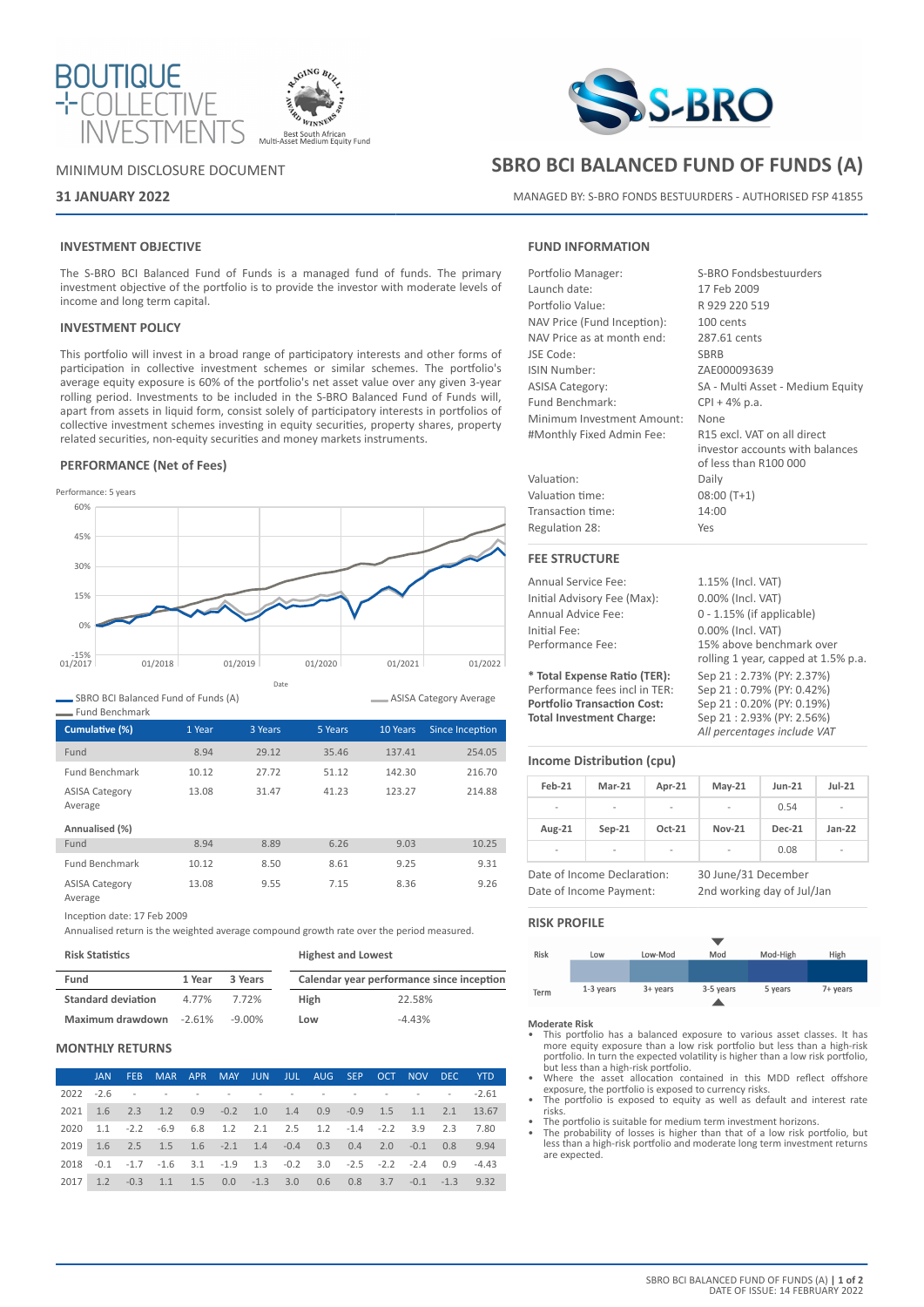BOUTIQUE COLLECTIVE INVESTMENTS

RAGING BULL AWARD WINNERS 2014
Best South African Multi-Asset Medium Equity Fund

S-BRO

MINIMUM DISCLOSURE DOCUMENT

**31 JANUARY 2022**

# SBRO BCI BALANCED FUND OF FUNDS (A)

MANAGED BY: S-BRO FONDS BESTUURDERS - AUTHORISED FSP 41855

## INVESTMENT OBJECTIVE

The S-BRO BCI Balanced Fund of Funds is a managed fund of funds. The primary investment objective of the portfolio is to provide the investor with moderate levels of income and long term capital.

## INVESTMENT POLICY

This portfolio will invest in a broad range of participatory interests and other forms of participation in collective investment schemes or similar schemes. The portfolio's average equity exposure is 60% of the portfolio's net asset value over any given 3-year rolling period. Investments to be included in the S-BRO Balanced Fund of Funds will, apart from assets in liquid form, consist solely of participatory interests in portfolios of collective investment schemes investing in equity securities, property shares, property related securities, non-equity securities and money markets instruments.

## PERFORMANCE (Net of Fees)

Performance: 5 years

Legend: SBRO BCI Balanced Fund of Funds (A); ASISA Category Average; Fund Benchmark

| Cumulative (%) | 1 Year | 3 Years | 5 Years | 10 Years | Since Inception |
|---|---|---|---|---|---|
| Fund | 8.94 | 29.12 | 35.46 | 137.41 | 254.05 |
| Fund Benchmark | 10.12 | 27.72 | 51.12 | 142.30 | 216.70 |
| ASISA Category Average | 13.08 | 31.47 | 41.23 | 123.27 | 214.88 |
| **Annualised (%)** | | | | | |
| Fund | 8.94 | 8.89 | 6.26 | 9.03 | 10.25 |
| Fund Benchmark | 10.12 | 8.50 | 8.61 | 9.25 | 9.31 |
| ASISA Category Average | 13.08 | 9.55 | 7.15 | 8.36 | 9.26 |

Inception date: 17 Feb 2009

Annualised return is the weighted average compound growth rate over the period measured.

**Risk Statistics**

| Fund | 1 Year | 3 Years |
|---|---|---|
| Standard deviation | 4.77% | 7.72% |
| Maximum drawdown | -2.61% | -9.00% |

**Highest and Lowest**

| Calendar year performance since inception | |
|---|---|
| High | 22.58% |
| Low | -4.43% |

## MONTHLY RETURNS

| | JAN | FEB | MAR | APR | MAY | JUN | JUL | AUG | SEP | OCT | NOV | DEC | YTD |
|---|---|---|---|---|---|---|---|---|---|---|---|---|---|
| 2022 | -2.6 | - | - | - | - | - | - | - | - | - | - | - | -2.61 |
| 2021 | 1.6 | 2.3 | 1.2 | 0.9 | -0.2 | 1.0 | 1.4 | 0.9 | -0.9 | 1.5 | 1.1 | 2.1 | 13.67 |
| 2020 | 1.1 | -2.2 | -6.9 | 6.8 | 1.2 | 2.1 | 2.5 | 1.2 | -1.4 | -2.2 | 3.9 | 2.3 | 7.80 |
| 2019 | 1.6 | 2.5 | 1.5 | 1.6 | -2.1 | 1.4 | -0.4 | 0.3 | 0.4 | 2.0 | -0.1 | 0.8 | 9.94 |
| 2018 | -0.1 | -1.7 | -1.6 | 3.1 | -1.9 | 1.3 | -0.2 | 3.0 | -2.5 | -2.2 | -2.4 | 0.9 | -4.43 |
| 2017 | 1.2 | -0.3 | 1.1 | 1.5 | 0.0 | -1.3 | 3.0 | 0.6 | 0.8 | 3.7 | -0.1 | -1.3 | 9.32 |

## FUND INFORMATION

| | |
|---|---|
| Portfolio Manager: | S-BRO Fondsbestuurders |
| Launch date: | 17 Feb 2009 |
| Portfolio Value: | R 929 220 519 |
| NAV Price (Fund Inception): | 100 cents |
| NAV Price as at month end: | 287.61 cents |
| JSE Code: | SBRB |
| ISIN Number: | ZAE000093639 |
| ASISA Category: | SA - Multi Asset - Medium Equity |
| Fund Benchmark: | CPI + 4% p.a. |
| Minimum Investment Amount: | None |
| #Monthly Fixed Admin Fee: | R15 excl. VAT on all direct investor accounts with balances of less than R100 000 |
| Valuation: | Daily |
| Valuation time: | 08:00 (T+1) |
| Transaction time: | 14:00 |
| Regulation 28: | Yes |

## FEE STRUCTURE

| | |
|---|---|
| Annual Service Fee: | 1.15% (Incl. VAT) |
| Initial Advisory Fee (Max): | 0.00% (Incl. VAT) |
| Annual Advice Fee: | 0 - 1.15% (if applicable) |
| Initial Fee: | 0.00% (Incl. VAT) |
| Performance Fee: | 15% above benchmark over rolling 1 year, capped at 1.5% p.a. |
| **\* Total Expense Ratio (TER):** | Sep 21 : 2.73% (PY: 2.37%) |
| Performance fees incl in TER: | Sep 21 : 0.79% (PY: 0.42%) |
| **Portfolio Transaction Cost:** | Sep 21 : 0.20% (PY: 0.19%) |
| **Total Investment Charge:** | Sep 21 : 2.93% (PY: 2.56%) |

*All percentages include VAT*

## Income Distribution (cpu)

| Feb-21 | Mar-21 | Apr-21 | May-21 | Jun-21 | Jul-21 |
|---|---|---|---|---|---|
| - | - | - | - | 0.54 | - |
| **Aug-21** | **Sep-21** | **Oct-21** | **Nov-21** | **Dec-21** | **Jan-22** |
| - | - | - | - | 0.08 | - |

| | |
|---|---|
| Date of Income Declaration: | 30 June/31 December |
| Date of Income Payment: | 2nd working day of Jul/Jan |

## RISK PROFILE

| Risk | Low | Low-Mod | Mod | Mod-High | High |
|---|---|---|---|---|---|
| Term | 1-3 years | 3+ years | 3-5 years | 5 years | 7+ years |

**Moderate Risk**

- This portfolio has a balanced exposure to various asset classes. It has more equity exposure than a low risk portfolio but less than a high-risk portfolio. In turn the expected volatility is higher than a low risk portfolio, but less than a high-risk portfolio.
- Where the asset allocation contained in this MDD reflect offshore exposure, the portfolio is exposed to currency risks.
- The portfolio is exposed to equity as well as default and interest rate risks.
- The portfolio is suitable for medium term investment horizons.
- The probability of losses is higher than that of a low risk portfolio, but less than a high-risk portfolio and moderate long term investment returns are expected.

DATE OF ISSUE: 14 FEBRUARY 2022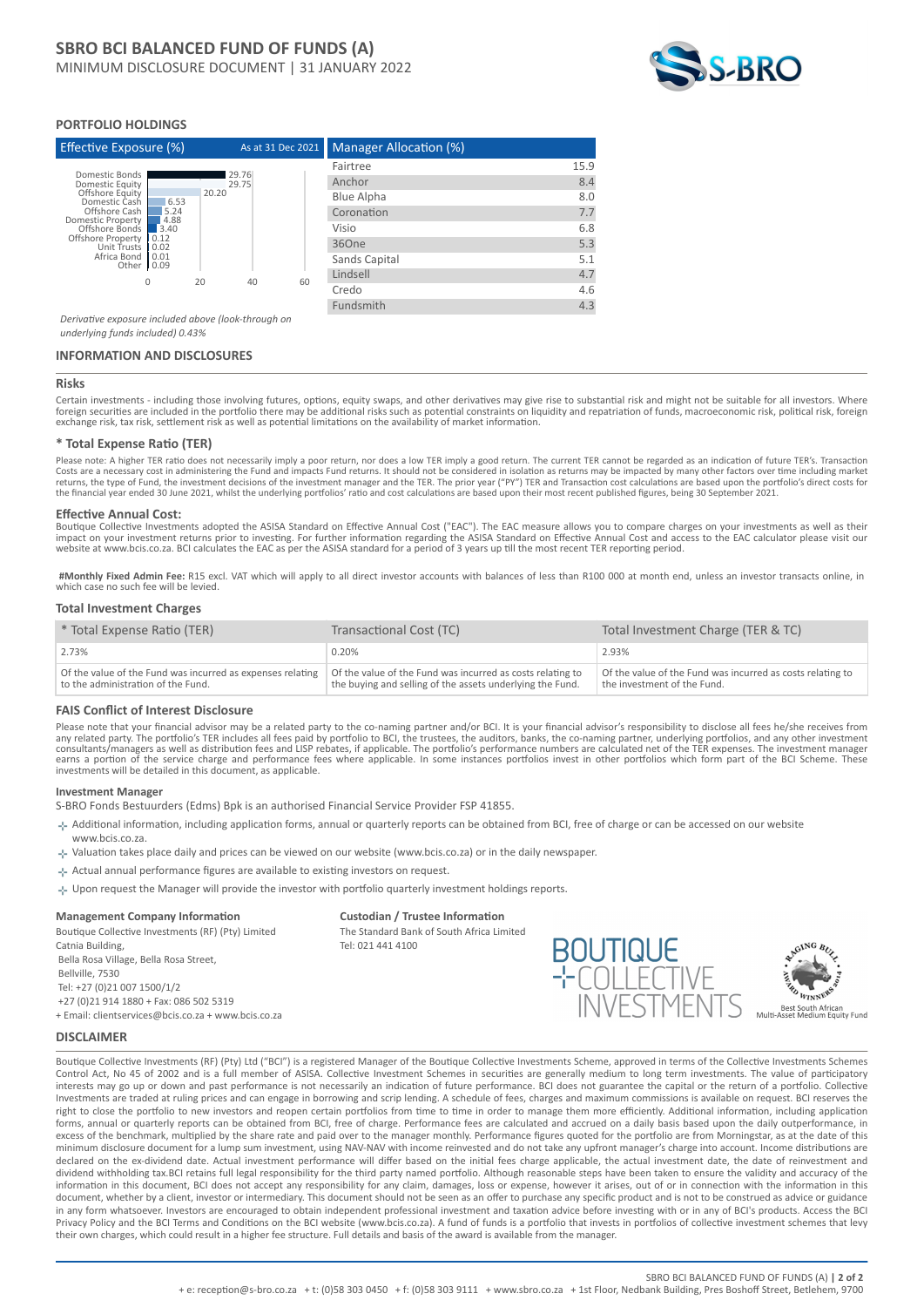# SBRO BCI BALANCED FUND OF FUNDS (A)

MINIMUM DISCLOSURE DOCUMENT | 31 JANUARY 2022

## PORTFOLIO HOLDINGS

**Effective Exposure (%)** As at 31 Dec 2021

Domestic Bonds 29.76
Domestic Equity 29.75
Offshore Equity 20.20
Domestic Cash 6.53
Offshore Cash 5.24
Domestic Property 4.88
Offshore Bonds 3.40
Offshore Property 0.12
Unit Trusts 0.02
Africa Bond 0.01
Other 0.09

0 20 40 60

*Derivative exposure included above (look-through on underlying funds included) 0.43%*

| Manager Allocation (%) | |
|---|---|
| Fairtree | 15.9 |
| Anchor | 8.4 |
| Blue Alpha | 8.0 |
| Coronation | 7.7 |
| Visio | 6.8 |
| 36One | 5.3 |
| Sands Capital | 5.1 |
| Lindsell | 4.7 |
| Credo | 4.6 |
| Fundsmith | 4.3 |

## INFORMATION AND DISCLOSURES

### Risks

Certain investments - including those involving futures, options, equity swaps, and other derivatives may give rise to substantial risk and might not be suitable for all investors. Where foreign securities are included in the portfolio there may be additional risks such as potential constraints on liquidity and repatriation of funds, macroeconomic risk, political risk, foreign exchange risk, tax risk, settlement risk as well as potential limitations on the availability of market information.

### * Total Expense Ratio (TER)

Please note: A higher TER ratio does not necessarily imply a poor return, nor does a low TER imply a good return. The current TER cannot be regarded as an indication of future TER's. Transaction Costs are a necessary cost in administering the Fund and impacts Fund returns. It should not be considered in isolation as returns may be impacted by many other factors over time including market returns, the type of Fund, the investment decisions of the investment manager and the TER. The prior year ("PY") TER and Transaction cost calculations are based upon the portfolio's direct costs for the financial year ended 30 June 2021, whilst the underlying portfolios' ratio and cost calculations are based upon their most recent published figures, being 30 September 2021.

### Effective Annual Cost:

Boutique Collective Investments adopted the ASISA Standard on Effective Annual Cost ("EAC"). The EAC measure allows you to compare charges on your investments as well as their impact on your investment returns prior to investing. For further information regarding the ASISA Standard on Effective Annual Cost and access to the EAC calculator please visit our website at www.bcis.co.za. BCI calculates the EAC as per the ASISA standard for a period of 3 years up till the most recent TER reporting period.

**#Monthly Fixed Admin Fee:** R15 excl. VAT which will apply to all direct investor accounts with balances of less than R100 000 at month end, unless an investor transacts online, in which case no such fee will be levied.

### Total Investment Charges

| * Total Expense Ratio (TER) | Transactional Cost (TC) | Total Investment Charge (TER & TC) |
|---|---|---|
| 2.73% | 0.20% | 2.93% |
| Of the value of the Fund was incurred as expenses relating to the administration of the Fund. | Of the value of the Fund was incurred as costs relating to the buying and selling of the assets underlying the Fund. | Of the value of the Fund was incurred as costs relating to the investment of the Fund. |

### FAIS Conflict of Interest Disclosure

Please note that your financial advisor may be a related party to the co-naming partner and/or BCI. It is your financial advisor's responsibility to disclose all fees he/she receives from any related party. The portfolio's TER includes all fees paid by portfolio to BCI, the trustees, the auditors, banks, the co-naming partner, underlying portfolios, and any other investment consultants/managers as well as distribution fees and LISP rebates, if applicable. The portfolio's performance numbers are calculated net of the TER expenses. The investment manager earns a portion of the service charge and performance fees where applicable. In some instances portfolios invest in other portfolios which form part of the BCI Scheme. These investments will be detailed in this document, as applicable.

#### Investment Manager

S-BRO Fonds Bestuurders (Edms) Bpk is an authorised Financial Service Provider FSP 41855.

- Additional information, including application forms, annual or quarterly reports can be obtained from BCI, free of charge or can be accessed on our website www.bcis.co.za.
- Valuation takes place daily and prices can be viewed on our website (www.bcis.co.za) or in the daily newspaper.
- Actual annual performance figures are available to existing investors on request.
- Upon request the Manager will provide the investor with portfolio quarterly investment holdings reports.

#### Management Company Information

Boutique Collective Investments (RF) (Pty) Limited
Catnia Building,
Bella Rosa Village, Bella Rosa Street,
Bellville, 7530
Tel: +27 (0)21 007 1500/1/2
+27 (0)21 914 1880 + Fax: 086 502 5319
+ Email: clientservices@bcis.co.za + www.bcis.co.za

#### Custodian / Trustee Information

The Standard Bank of South Africa Limited
Tel: 021 441 4100

Best South African Multi-Asset Medium Equity Fund

## DISCLAIMER

Boutique Collective Investments (RF) (Pty) Ltd ("BCI") is a registered Manager of the Boutique Collective Investments Scheme, approved in terms of the Collective Investments Schemes Control Act, No 45 of 2002 and is a full member of ASISA. Collective Investment Schemes in securities are generally medium to long term investments. The value of participatory interests may go up or down and past performance is not necessarily an indication of future performance. BCI does not guarantee the capital or the return of a portfolio. Collective Investments are traded at ruling prices and can engage in borrowing and scrip lending. A schedule of fees, charges and maximum commissions is available on request. BCI reserves the right to close the portfolio to new investors and reopen certain portfolios from time to time in order to manage them more efficiently. Additional information, including application forms, annual or quarterly reports can be obtained from BCI, free of charge. Performance fees are calculated and accrued on a daily basis based upon the daily outperformance, in excess of the benchmark, multiplied by the share rate and paid over to the manager monthly. Performance figures quoted for the portfolio are from Morningstar, as at the date of this minimum disclosure document for a lump sum investment, using NAV-NAV with income reinvested and do not take any upfront manager's charge into account. Income distributions are declared on the ex-dividend date. Actual investment performance will differ based on the initial fees charge applicable, the actual investment date, the date of reinvestment and dividend withholding tax.BCI retains full legal responsibility for the third party named portfolio. Although reasonable steps have been taken to ensure the validity and accuracy of the information in this document, BCI does not accept any responsibility for any claim, damages, loss or expense, however it arises, out of or in connection with the information in this document, whether by a client, investor or intermediary. This document should not be seen as an offer to purchase any specific product and is not to be construed as advice or guidance in any form whatsoever. Investors are encouraged to obtain independent professional investment and taxation advice before investing with or in any of BCI's products. Access the BCI Privacy Policy and the BCI Terms and Conditions on the BCI website (www.bcis.co.za). A fund of funds is a portfolio that invests in portfolios of collective investment schemes that levy their own charges, which could result in a higher fee structure. Full details and basis of the award is available from the manager.

+ e: reception@s-bro.co.za + t: (0)58 303 0450 + f: (0)58 303 9111 + www.sbro.co.za + 1st Floor, Nedbank Building, Pres Boshoff Street, Betlehem, 9700